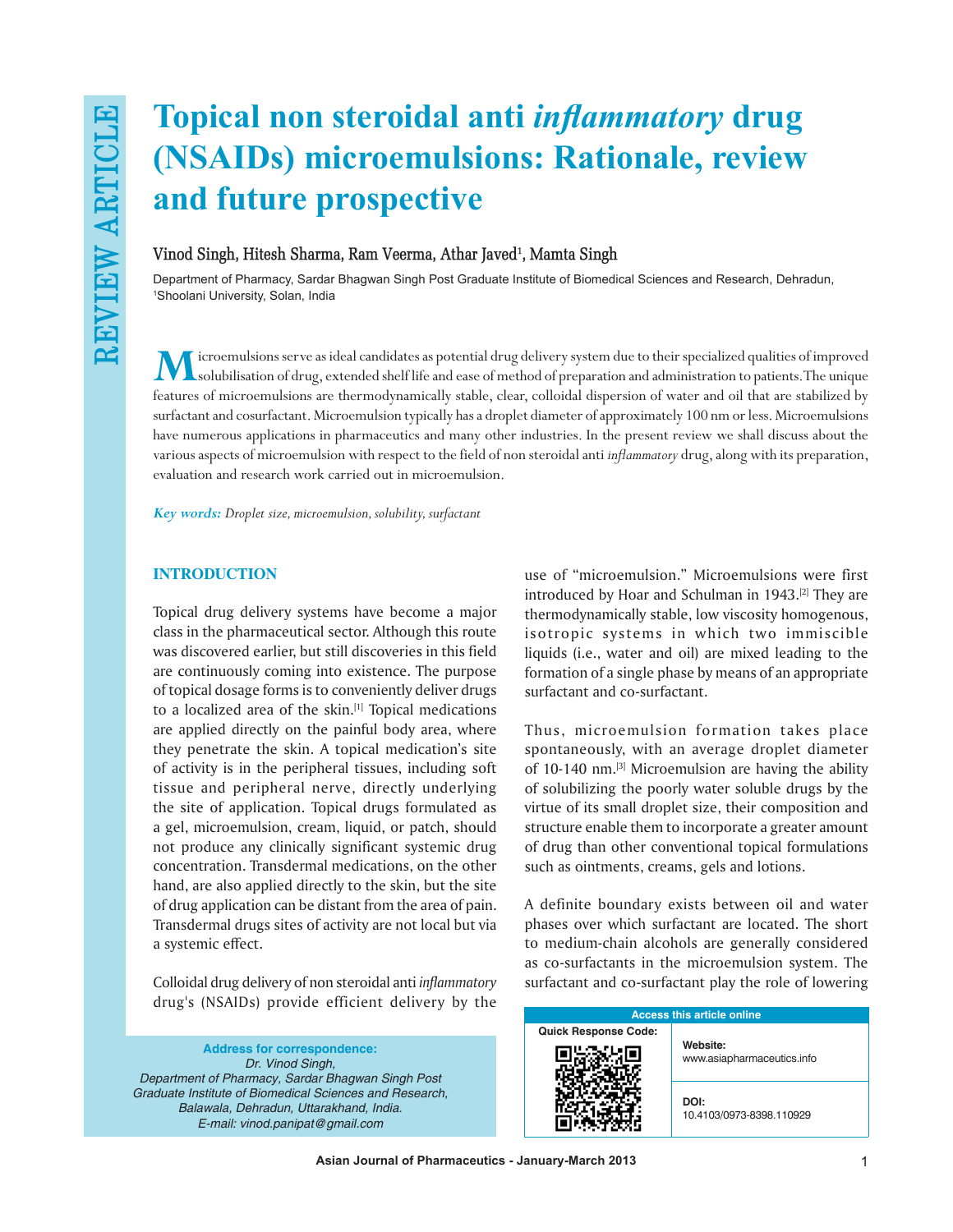# Topical non steroidal anti *inflammatory* drug (NSAIDs) microemulsions: Rationale, review and future prospective

**Vinod Singh, Hitesh Sharma, Ram Veerma, Athar Javed[1], Mamta Singh**

Department of Pharmacy, Sardar Bhagwan Singh Post Graduate Institute of Biomedical Sciences and Research, Dehradun, [1]Shoolani University, Solan, India

Microemulsions serve as ideal candidates as potential drug delivery system due to their specialized qualities of improved solubilisation of drug, extended shelf life and ease of method of preparation and administration to patients. The unique features of microemulsions are thermodynamically stable, clear, colloidal dispersion of water and oil that are stabilized by surfactant and cosurfactant. Microemulsion typically has a droplet diameter of approximately 100 nm or less. Microemulsions have numerous applications in pharmaceutics and many other industries. In the present review we shall discuss about the various aspects of microemulsion with respect to the field of non steroidal anti *inflammatory* drug, along with its preparation, evaluation and research work carried out in microemulsion.

***Key words:*** *Droplet size, microemulsion, solubility, surfactant*

## INTRODUCTION

Topical drug delivery systems have become a major class in the pharmaceutical sector. Although this route was discovered earlier, but still discoveries in this field are continuously coming into existence. The purpose of topical dosage forms is to conveniently deliver drugs to a localized area of the skin.[1] Topical medications are applied directly on the painful body area, where they penetrate the skin. A topical medication's site of activity is in the peripheral tissues, including soft tissue and peripheral nerve, directly underlying the site of application. Topical drugs formulated as a gel, microemulsion, cream, liquid, or patch, should not produce any clinically significant systemic drug concentration. Transdermal medications, on the other hand, are also applied directly to the skin, but the site of drug application can be distant from the area of pain. Transdermal drugs sites of activity are not local but via a systemic effect.

Colloidal drug delivery of non steroidal anti *inflammatory* drug's (NSAIDs) provide efficient delivery by the use of "microemulsion." Microemulsions were first introduced by Hoar and Schulman in 1943.[2] They are thermodynamically stable, low viscosity homogenous, isotropic systems in which two immiscible liquids (i.e., water and oil) are mixed leading to the formation of a single phase by means of an appropriate surfactant and co-surfactant.

Thus, microemulsion formation takes place spontaneously, with an average droplet diameter of 10-140 nm.[3] Microemulsion are having the ability of solubilizing the poorly water soluble drugs by the virtue of its small droplet size, their composition and structure enable them to incorporate a greater amount of drug than other conventional topical formulations such as ointments, creams, gels and lotions.

A definite boundary exists between oil and water phases over which surfactant are located. The short to medium-chain alcohols are generally considered as co-surfactants in the microemulsion system. The surfactant and co-surfactant play the role of lowering

**Address for correspondence:**
*Dr. Vinod Singh, Department of Pharmacy, Sardar Bhagwan Singh Post Graduate Institute of Biomedical Sciences and Research, Balawala, Dehradun, Uttarakhand, India. E-mail: vinod.panipat@gmail.com*

| Access this article online | |
|---|---|
| Quick Response Code: | **Website:** www.asiapharmaceutics.info |
| | **DOI:** 10.4103/0973-8398.110929 |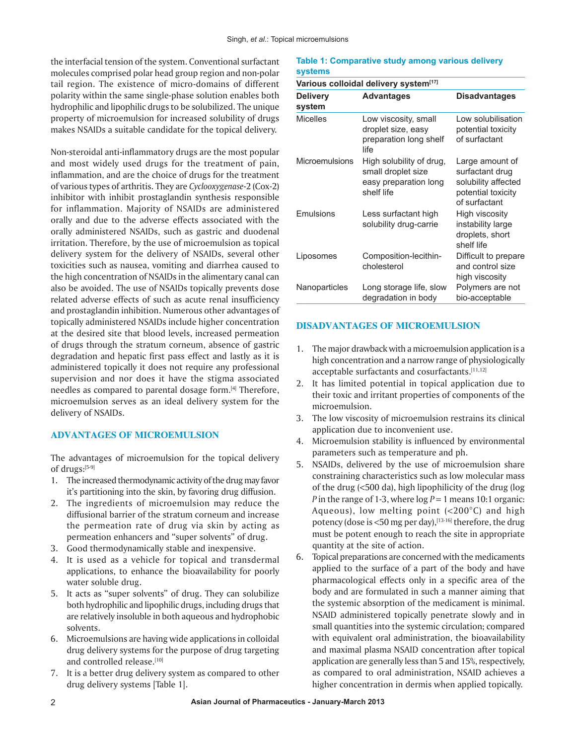the interfacial tension of the system. Conventional surfactant molecules comprised polar head group region and non-polar tail region. The existence of micro-domains of different polarity within the same single-phase solution enables both hydrophilic and lipophilic drugs to be solubilized. The unique property of microemulsion for increased solubility of drugs makes NSAIDs a suitable candidate for the topical delivery.

Non-steroidal anti-inflammatory drugs are the most popular and most widely used drugs for the treatment of pain, inflammation, and are the choice of drugs for the treatment of various types of arthritis. They are *Cyclooxygenase*-2 (Cox-2) inhibitor with inhibit prostaglandin synthesis responsible for inflammation. Majority of NSAIDs are administered orally and due to the adverse effects associated with the orally administered NSAIDs, such as gastric and duodenal irritation. Therefore, by the use of microemulsion as topical delivery system for the delivery of NSAIDs, several other toxicities such as nausea, vomiting and diarrhea caused to the high concentration of NSAIDs in the alimentary canal can also be avoided. The use of NSAIDs topically prevents dose related adverse effects of such as acute renal insufficiency and prostaglandin inhibition. Numerous other advantages of topically administered NSAIDs include higher concentration at the desired site that blood levels, increased permeation of drugs through the stratum corneum, absence of gastric degradation and hepatic first pass effect and lastly as it is administered topically it does not require any professional supervision and nor does it have the stigma associated needles as compared to parental dosage form.[4] Therefore, microemulsion serves as an ideal delivery system for the delivery of NSAIDs.

## ADVANTAGES OF MICROEMULSION

The advantages of microemulsion for the topical delivery of drugs:[5-9]

1. The increased thermodynamic activity of the drug may favor it's partitioning into the skin, by favoring drug diffusion.
2. The ingredients of microemulsion may reduce the diffusional barrier of the stratum corneum and increase the permeation rate of drug via skin by acting as permeation enhancers and "super solvents" of drug.
3. Good thermodynamically stable and inexpensive.
4. It is used as a vehicle for topical and transdermal applications, to enhance the bioavailability for poorly water soluble drug.
5. It acts as "super solvents" of drug. They can solubilize both hydrophilic and lipophilic drugs, including drugs that are relatively insoluble in both aqueous and hydrophobic solvents.
6. Microemulsions are having wide applications in colloidal drug delivery systems for the purpose of drug targeting and controlled release.[10]
7. It is a better drug delivery system as compared to other drug delivery systems [Table 1].

**Table 1: Comparative study among various delivery systems**

| Various colloidal delivery system[17] | | |
|---|---|---|
| **Delivery system** | **Advantages** | **Disadvantages** |
| Micelles | Low viscosity, small droplet size, easy preparation long shelf life | Low solubilisation potential toxicity of surfactant |
| Microemulsions | High solubility of drug, small droplet size easy preparation long shelf life | Large amount of surfactant drug solubility affected potential toxicity of surfactant |
| Emulsions | Less surfactant high solubility drug-carrie | High viscosity instability large droplets, short shelf life |
| Liposomes | Composition-lecithin-cholesterol | Difficult to prepare and control size high viscosity |
| Nanoparticles | Long storage life, slow degradation in body | Polymers are not bio-acceptable |

## DISADVANTAGES OF MICROEMULSION

1. The major drawback with a microemulsion application is a high concentration and a narrow range of physiologically acceptable surfactants and cosurfactants.[11,12]
2. It has limited potential in topical application due to their toxic and irritant properties of components of the microemulsion.
3. The low viscosity of microemulsion restrains its clinical application due to inconvenient use.
4. Microemulsion stability is influenced by environmental parameters such as temperature and ph.
5. NSAIDs, delivered by the use of microemulsion share constraining characteristics such as low molecular mass of the drug (<500 da), high lipophilicity of the drug (log *P* in the range of 1-3, where log $P = 1$ means 10:1 organic: Aqueous), low melting point (<200°C) and high potency (dose is <50 mg per day),[13-16] therefore, the drug must be potent enough to reach the site in appropriate quantity at the site of action.
6. Topical preparations are concerned with the medicaments applied to the surface of a part of the body and have pharmacological effects only in a specific area of the body and are formulated in such a manner aiming that the systemic absorption of the medicament is minimal. NSAID administered topically penetrate slowly and in small quantities into the systemic circulation; compared with equivalent oral administration, the bioavailability and maximal plasma NSAID concentration after topical application are generally less than 5 and 15%, respectively, as compared to oral administration, NSAID achieves a higher concentration in dermis when applied topically.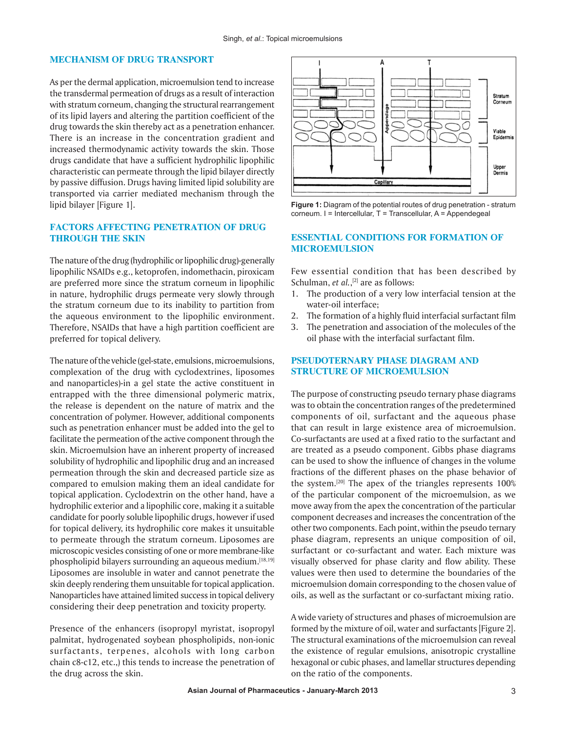## MECHANISM OF DRUG TRANSPORT

As per the dermal application, microemulsion tend to increase the transdermal permeation of drugs as a result of interaction with stratum corneum, changing the structural rearrangement of its lipid layers and altering the partition coefficient of the drug towards the skin thereby act as a penetration enhancer. There is an increase in the concentration gradient and increased thermodynamic activity towards the skin. Those drugs candidate that have a sufficient hydrophilic lipophilic characteristic can permeate through the lipid bilayer directly by passive diffusion. Drugs having limited lipid solubility are transported via carrier mediated mechanism through the lipid bilayer [Figure 1].

## FACTORS AFFECTING PENETRATION OF DRUG THROUGH THE SKIN

The nature of the drug (hydrophilic or lipophilic drug)-generally lipophilic NSAIDs e.g., ketoprofen, indomethacin, piroxicam are preferred more since the stratum corneum in lipophilic in nature, hydrophilic drugs permeate very slowly through the stratum corneum due to its inability to partition from the aqueous environment to the lipophilic environment. Therefore, NSAIDs that have a high partition coefficient are preferred for topical delivery.

The nature of the vehicle (gel-state, emulsions, microemulsions, complexation of the drug with cyclodextrines, liposomes and nanoparticles)-in a gel state the active constituent in entrapped with the three dimensional polymeric matrix, the release is dependent on the nature of matrix and the concentration of polymer. However, additional components such as penetration enhancer must be added into the gel to facilitate the permeation of the active component through the skin. Microemulsion have an inherent property of increased solubility of hydrophilic and lipophilic drug and an increased permeation through the skin and decreased particle size as compared to emulsion making them an ideal candidate for topical application. Cyclodextrin on the other hand, have a hydrophilic exterior and a lipophilic core, making it a suitable candidate for poorly soluble lipophilic drugs, however if used for topical delivery, its hydrophilic core makes it unsuitable to permeate through the stratum corneum. Liposomes are microscopic vesicles consisting of one or more membrane-like phospholipid bilayers surrounding an aqueous medium.[18,19] Liposomes are insoluble in water and cannot penetrate the skin deeply rendering them unsuitable for topical application. Nanoparticles have attained limited success in topical delivery considering their deep penetration and toxicity property.

Presence of the enhancers (isopropyl myristat, isopropyl palmitat, hydrogenated soybean phospholipids, non-ionic surfactants, terpenes, alcohols with long carbon chain c8-c12, etc.,) this tends to increase the penetration of the drug across the skin.

**Figure 1:** Diagram of the potential routes of drug penetration - stratum corneum. I = Intercellular, T = Transcellular, A = Appendegeal

## ESSENTIAL CONDITIONS FOR FORMATION OF MICROEMULSION

Few essential condition that has been described by Schulman, *et al.*,[2] are as follows:

1. The production of a very low interfacial tension at the water-oil interface;
2. The formation of a highly fluid interfacial surfactant film
3. The penetration and association of the molecules of the oil phase with the interfacial surfactant film.

## PSEUDOTERNARY PHASE DIAGRAM AND STRUCTURE OF MICROEMULSION

The purpose of constructing pseudo ternary phase diagrams was to obtain the concentration ranges of the predetermined components of oil, surfactant and the aqueous phase that can result in large existence area of microemulsion. Co-surfactants are used at a fixed ratio to the surfactant and are treated as a pseudo component. Gibbs phase diagrams can be used to show the influence of changes in the volume fractions of the different phases on the phase behavior of the system.[20] The apex of the triangles represents 100% of the particular component of the microemulsion, as we move away from the apex the concentration of the particular component decreases and increases the concentration of the other two components. Each point, within the pseudo ternary phase diagram, represents an unique composition of oil, surfactant or co-surfactant and water. Each mixture was visually observed for phase clarity and flow ability. These values were then used to determine the boundaries of the microemulsion domain corresponding to the chosen value of oils, as well as the surfactant or co-surfactant mixing ratio.

A wide variety of structures and phases of microemulsion are formed by the mixture of oil, water and surfactants [Figure 2]. The structural examinations of the microemulsion can reveal the existence of regular emulsions, anisotropic crystalline hexagonal or cubic phases, and lamellar structures depending on the ratio of the components.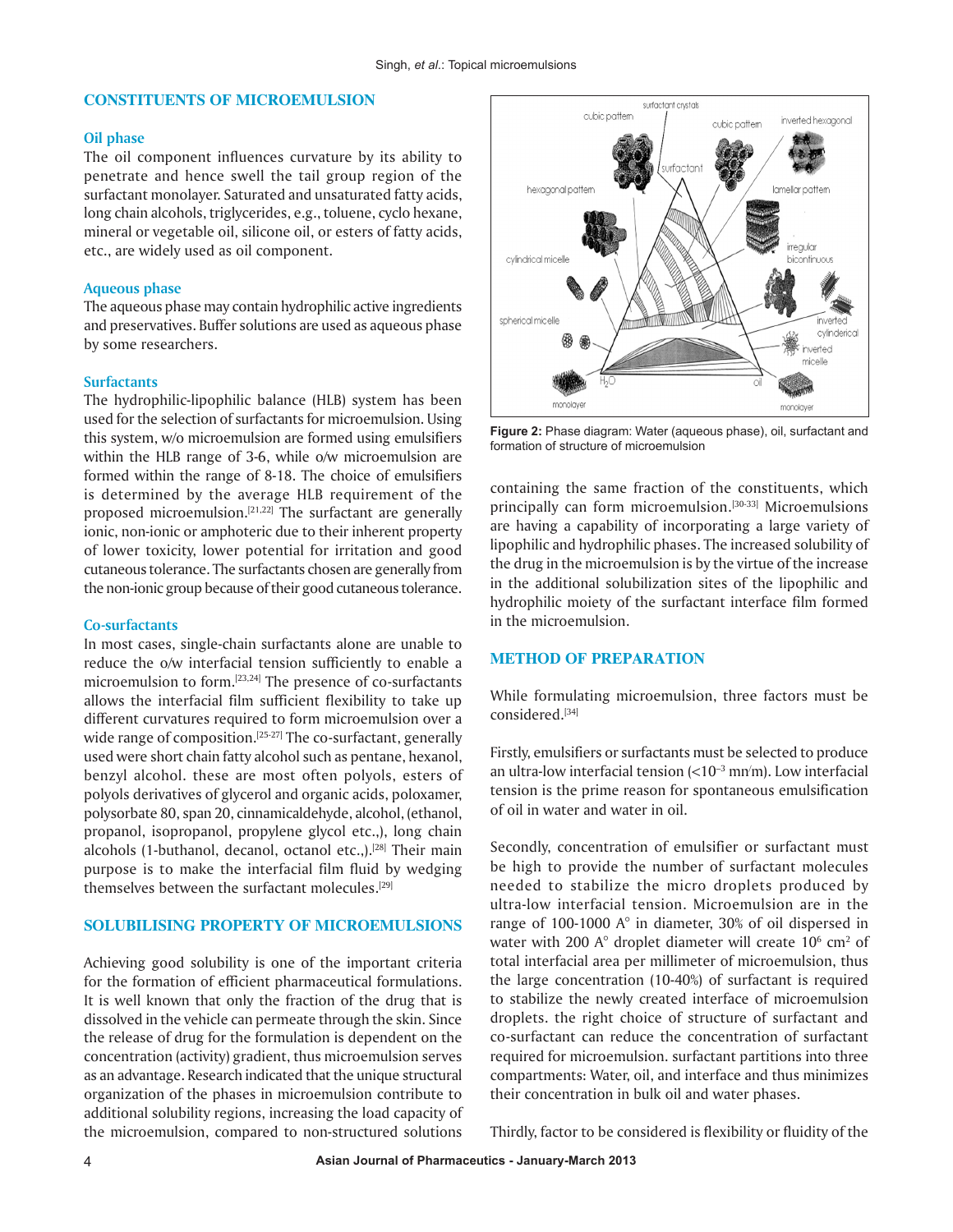## CONSTITUENTS OF MICROEMULSION

### Oil phase

The oil component influences curvature by its ability to penetrate and hence swell the tail group region of the surfactant monolayer. Saturated and unsaturated fatty acids, long chain alcohols, triglycerides, e.g., toluene, cyclo hexane, mineral or vegetable oil, silicone oil, or esters of fatty acids, etc., are widely used as oil component.

### Aqueous phase

The aqueous phase may contain hydrophilic active ingredients and preservatives. Buffer solutions are used as aqueous phase by some researchers.

### Surfactants

The hydrophilic-lipophilic balance (HLB) system has been used for the selection of surfactants for microemulsion. Using this system, w/o microemulsion are formed using emulsifiers within the HLB range of 3-6, while o/w microemulsion are formed within the range of 8-18. The choice of emulsifiers is determined by the average HLB requirement of the proposed microemulsion.[21,22] The surfactant are generally ionic, non-ionic or amphoteric due to their inherent property of lower toxicity, lower potential for irritation and good cutaneous tolerance. The surfactants chosen are generally from the non-ionic group because of their good cutaneous tolerance.

### Co-surfactants

In most cases, single-chain surfactants alone are unable to reduce the o/w interfacial tension sufficiently to enable a microemulsion to form.[23,24] The presence of co-surfactants allows the interfacial film sufficient flexibility to take up different curvatures required to form microemulsion over a wide range of composition.[25-27] The co-surfactant, generally used were short chain fatty alcohol such as pentane, hexanol, benzyl alcohol. these are most often polyols, esters of polyols derivatives of glycerol and organic acids, poloxamer, polysorbate 80, span 20, cinnamicaldehyde, alcohol, (ethanol, propanol, isopropanol, propylene glycol etc.,), long chain alcohols (1-butanol, decanol, octanol etc.,).[28] Their main purpose is to make the interfacial film fluid by wedging themselves between the surfactant molecules.[29]

## SOLUBILISING PROPERTY OF MICROEMULSIONS

Achieving good solubility is one of the important criteria for the formation of efficient pharmaceutical formulations. It is well known that only the fraction of the drug that is dissolved in the vehicle can permeate through the skin. Since the release of drug for the formulation is dependent on the concentration (activity) gradient, thus microemulsion serves as an advantage. Research indicated that the unique structural organization of the phases in microemulsion contribute to additional solubility regions, increasing the load capacity of the microemulsion, compared to non-structured solutions containing the same fraction of the constituents, which principally can form microemulsion.[30-33] Microemulsions are having a capability of incorporating a large variety of lipophilic and hydrophilic phases. The increased solubility of the drug in the microemulsion is by the virtue of the increase in the additional solubilization sites of the lipophilic and hydrophilic moiety of the surfactant interface film formed in the microemulsion.

**Figure 2:** Phase diagram: Water (aqueous phase), oil, surfactant and formation of structure of microemulsion

## METHOD OF PREPARATION

While formulating microemulsion, three factors must be considered.[34]

Firstly, emulsifiers or surfactants must be selected to produce an ultra-low interfacial tension (<$10^{-3}$ mn/m). Low interfacial tension is the prime reason for spontaneous emulsification of oil in water and water in oil.

Secondly, concentration of emulsifier or surfactant must be high to provide the number of surfactant molecules needed to stabilize the micro droplets produced by ultra-low interfacial tension. Microemulsion are in the range of 100-1000 A° in diameter, 30% of oil dispersed in water with 200 A° droplet diameter will create $10^6$ $cm^2$ of total interfacial area per millimeter of microemulsion, thus the large concentration (10-40%) of surfactant is required to stabilize the newly created interface of microemulsion droplets. the right choice of structure of surfactant and co-surfactant can reduce the concentration of surfactant required for microemulsion. surfactant partitions into three compartments: Water, oil, and interface and thus minimizes their concentration in bulk oil and water phases.

Thirdly, factor to be considered is flexibility or fluidity of the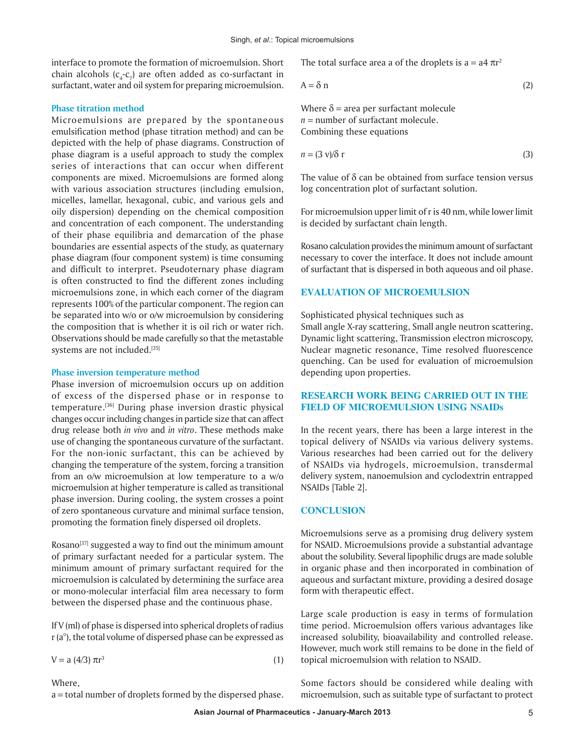interface to promote the formation of microemulsion. Short chain alcohols ($c_4$-$c_7$) are often added as co-surfactant in surfactant, water and oil system for preparing microemulsion.

### Phase titration method

Microemulsions are prepared by the spontaneous emulsification method (phase titration method) and can be depicted with the help of phase diagrams. Construction of phase diagram is a useful approach to study the complex series of interactions that can occur when different components are mixed. Microemulsions are formed along with various association structures (including emulsion, micelles, lamellar, hexagonal, cubic, and various gels and oily dispersion) depending on the chemical composition and concentration of each component. The understanding of their phase equilibria and demarcation of the phase boundaries are essential aspects of the study, as quaternary phase diagram (four component system) is time consuming and difficult to interpret. Pseudoternary phase diagram is often constructed to find the different zones including microemulsions zone, in which each corner of the diagram represents 100% of the particular component. The region can be separated into w/o or o/w microemulsion by considering the composition that is whether it is oil rich or water rich. Observations should be made carefully so that the metastable systems are not included.[35]

### Phase inversion temperature method

Phase inversion of microemulsion occurs up on addition of excess of the dispersed phase or in response to temperature.[36] During phase inversion drastic physical changes occur including changes in particle size that can affect drug release both *in vivo* and *in vitro*. These methods make use of changing the spontaneous curvature of the surfactant. For the non-ionic surfactant, this can be achieved by changing the temperature of the system, forcing a transition from an o/w microemulsion at low temperature to a w/o microemulsion at higher temperature is called as transitional phase inversion. During cooling, the system crosses a point of zero spontaneous curvature and minimal surface tension, promoting the formation finely dispersed oil droplets.

Rosano[37] suggested a way to find out the minimum amount of primary surfactant needed for a particular system. The minimum amount of primary surfactant required for the microemulsion is calculated by determining the surface area or mono-molecular interfacial film area necessary to form between the dispersed phase and the continuous phase.

If V (ml) of phase is dispersed into spherical droplets of radius r (a°), the total volume of dispersed phase can be expressed as

$$V = a\,(4/3)\,\pi r^3 \qquad (1)$$

Where,
a = total number of droplets formed by the dispersed phase.

The total surface area a of the droplets is $a = a4\,\pi r^2$

$$A = \delta\, n \qquad (2)$$

Where $\delta$ = area per surfactant molecule
$n$ = number of surfactant molecule.
Combining these equations

$$n = (3\,v)/\delta\, r \qquad (3)$$

The value of $\delta$ can be obtained from surface tension versus log concentration plot of surfactant solution.

For microemulsion upper limit of r is 40 nm, while lower limit is decided by surfactant chain length.

Rosano calculation provides the minimum amount of surfactant necessary to cover the interface. It does not include amount of surfactant that is dispersed in both aqueous and oil phase.

## EVALUATION OF MICROEMULSION

Sophisticated physical techniques such as
Small angle X-ray scattering, Small angle neutron scattering, Dynamic light scattering, Transmission electron microscopy, Nuclear magnetic resonance, Time resolved fluorescence quenching. Can be used for evaluation of microemulsion depending upon properties.

## RESEARCH WORK BEING CARRIED OUT IN THE FIELD OF MICROEMULSION USING NSAIDs

In the recent years, there has been a large interest in the topical delivery of NSAIDs via various delivery systems. Various researches had been carried out for the delivery of NSAIDs via hydrogels, microemulsion, transdermal delivery system, nanoemulsion and cyclodextrin entrapped NSAIDs [Table 2].

## CONCLUSION

Microemulsions serve as a promising drug delivery system for NSAID. Microemulsions provide a substantial advantage about the solubility. Several lipophilic drugs are made soluble in organic phase and then incorporated in combination of aqueous and surfactant mixture, providing a desired dosage form with therapeutic effect.

Large scale production is easy in terms of formulation time period. Microemulsion offers various advantages like increased solubility, bioavailability and controlled release. However, much work still remains to be done in the field of topical microemulsion with relation to NSAID.

Some factors should be considered while dealing with microemulsion, such as suitable type of surfactant to protect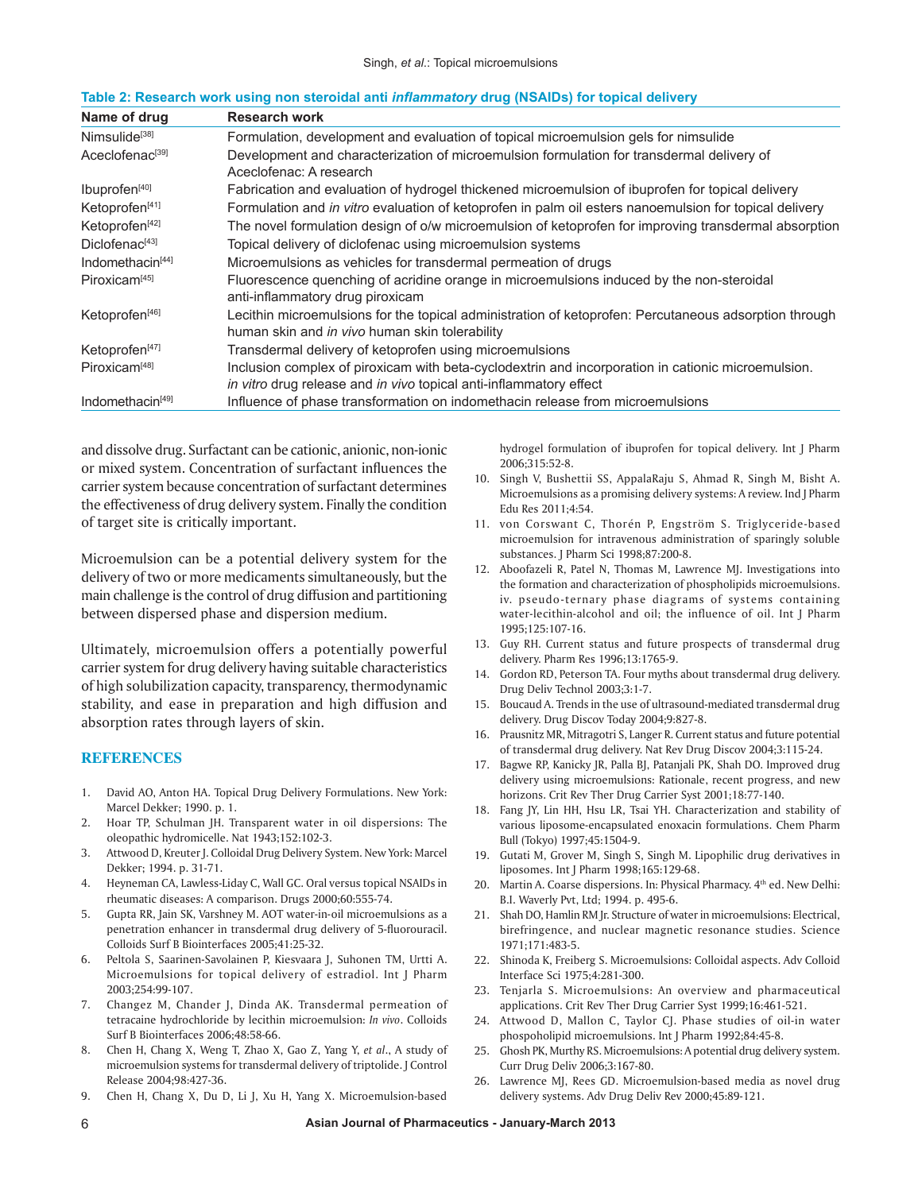**Table 2: Research work using non steroidal anti *inflammatory* drug (NSAIDs) for topical delivery**

| Name of drug | Research work |
|---|---|
| Nimsulide[38] | Formulation, development and evaluation of topical microemulsion gels for nimsulide |
| Aceclofenac[39] | Development and characterization of microemulsion formulation for transdermal delivery of Aceclofenac: A research |
| Ibuprofen[40] | Fabrication and evaluation of hydrogel thickened microemulsion of ibuprofen for topical delivery |
| Ketoprofen[41] | Formulation and *in vitro* evaluation of ketoprofen in palm oil esters nanoemulsion for topical delivery |
| Ketoprofen[42] | The novel formulation design of o/w microemulsion of ketoprofen for improving transdermal absorption |
| Diclofenac[43] | Topical delivery of diclofenac using microemulsion systems |
| Indomethacin[44] | Microemulsions as vehicles for transdermal permeation of drugs |
| Piroxicam[45] | Fluorescence quenching of acridine orange in microemulsions induced by the non-steroidal anti-inflammatory drug piroxicam |
| Ketoprofen[46] | Lecithin microemulsions for the topical administration of ketoprofen: Percutaneous adsorption through human skin and *in vivo* human skin tolerability |
| Ketoprofen[47] | Transdermal delivery of ketoprofen using microemulsions |
| Piroxicam[48] | Inclusion complex of piroxicam with beta-cyclodextrin and incorporation in cationic microemulsion. *in vitro* drug release and *in vivo* topical anti-inflammatory effect |
| Indomethacin[49] | Influence of phase transformation on indomethacin release from microemulsions |

and dissolve drug. Surfactant can be cationic, anionic, non-ionic or mixed system. Concentration of surfactant influences the carrier system because concentration of surfactant determines the effectiveness of drug delivery system. Finally the condition of target site is critically important.

Microemulsion can be a potential delivery system for the delivery of two or more medicaments simultaneously, but the main challenge is the control of drug diffusion and partitioning between dispersed phase and dispersion medium.

Ultimately, microemulsion offers a potentially powerful carrier system for drug delivery having suitable characteristics of high solubilization capacity, transparency, thermodynamic stability, and ease in preparation and high diffusion and absorption rates through layers of skin.

## REFERENCES

1. David AO, Anton HA. Topical Drug Delivery Formulations. New York: Marcel Dekker; 1990. p. 1.
2. Hoar TP, Schulman JH. Transparent water in oil dispersions: The oleopathic hydromicelle. Nat 1943;152:102-3.
3. Attwood D, Kreuter J. Colloidal Drug Delivery System. New York: Marcel Dekker; 1994. p. 31-71.
4. Heyneman CA, Lawless-Liday C, Wall GC. Oral versus topical NSAIDs in rheumatic diseases: A comparison. Drugs 2000;60:555-74.
5. Gupta RR, Jain SK, Varshney M. AOT water-in-oil microemulsions as a penetration enhancer in transdermal drug delivery of 5-fluorouracil. Colloids Surf B Biointerfaces 2005;41:25-32.
6. Peltola S, Saarinen-Savolainen P, Kiesvaara J, Suhonen TM, Urtti A. Microemulsions for topical delivery of estradiol. Int J Pharm 2003;254:99-107.
7. Changez M, Chander J, Dinda AK. Transdermal permeation of tetracaine hydrochloride by lecithin microemulsion: *In vivo*. Colloids Surf B Biointerfaces 2006;48:58-66.
8. Chen H, Chang X, Weng T, Zhao X, Gao Z, Yang Y, *et al*., A study of microemulsion systems for transdermal delivery of triptolide. J Control Release 2004;98:427-36.
9. Chen H, Chang X, Du D, Li J, Xu H, Yang X. Microemulsion-based hydrogel formulation of ibuprofen for topical delivery. Int J Pharm 2006;315:52-8.
10. Singh V, Bushettii SS, AppalaRaju S, Ahmad R, Singh M, Bisht A. Microemulsions as a promising delivery systems: A review. Ind J Pharm Edu Res 2011;4:54.
11. von Corswant C, Thorén P, Engström S. Triglyceride-based microemulsion for intravenous administration of sparingly soluble substances. J Pharm Sci 1998;87:200-8.
12. Aboofazeli R, Patel N, Thomas M, Lawrence MJ. Investigations into the formation and characterization of phospholipids microemulsions. iv. pseudo-ternary phase diagrams of systems containing water-lecithin-alcohol and oil; the influence of oil. Int J Pharm 1995;125:107-16.
13. Guy RH. Current status and future prospects of transdermal drug delivery. Pharm Res 1996;13:1765-9.
14. Gordon RD, Peterson TA. Four myths about transdermal drug delivery. Drug Deliv Technol 2003;3:1-7.
15. Boucaud A. Trends in the use of ultrasound-mediated transdermal drug delivery. Drug Discov Today 2004;9:827-8.
16. Prausnitz MR, Mitragotri S, Langer R. Current status and future potential of transdermal drug delivery. Nat Rev Drug Discov 2004;3:115-24.
17. Bagwe RP, Kanicky JR, Palla BJ, Patanjali PK, Shah DO. Improved drug delivery using microemulsions: Rationale, recent progress, and new horizons. Crit Rev Ther Drug Carrier Syst 2001;18:77-140.
18. Fang JY, Lin HH, Hsu LR, Tsai YH. Characterization and stability of various liposome-encapsulated enoxacin formulations. Chem Pharm Bull (Tokyo) 1997;45:1504-9.
19. Gutati M, Grover M, Singh S, Singh M. Lipophilic drug derivatives in liposomes. Int J Pharm 1998;165:129-68.
20. Martin A. Coarse dispersions. In: Physical Pharmacy. 4th ed. New Delhi: B.I. Waverly Pvt, Ltd; 1994. p. 495-6.
21. Shah DO, Hamlin RM Jr. Structure of water in microemulsions: Electrical, birefringence, and nuclear magnetic resonance studies. Science 1971;171:483-5.
22. Shinoda K, Freiberg S. Microemulsions: Colloidal aspects. Adv Colloid Interface Sci 1975;4:281-300.
23. Tenjarla S. Microemulsions: An overview and pharmaceutical applications. Crit Rev Ther Drug Carrier Syst 1999;16:461-521.
24. Attwood D, Mallon C, Taylor CJ. Phase studies of oil-in water phospoholipid microemulsions. Int J Pharm 1992;84:45-8.
25. Ghosh PK, Murthy RS. Microemulsions: A potential drug delivery system. Curr Drug Deliv 2006;3:167-80.
26. Lawrence MJ, Rees GD. Microemulsion-based media as novel drug delivery systems. Adv Drug Deliv Rev 2000;45:89-121.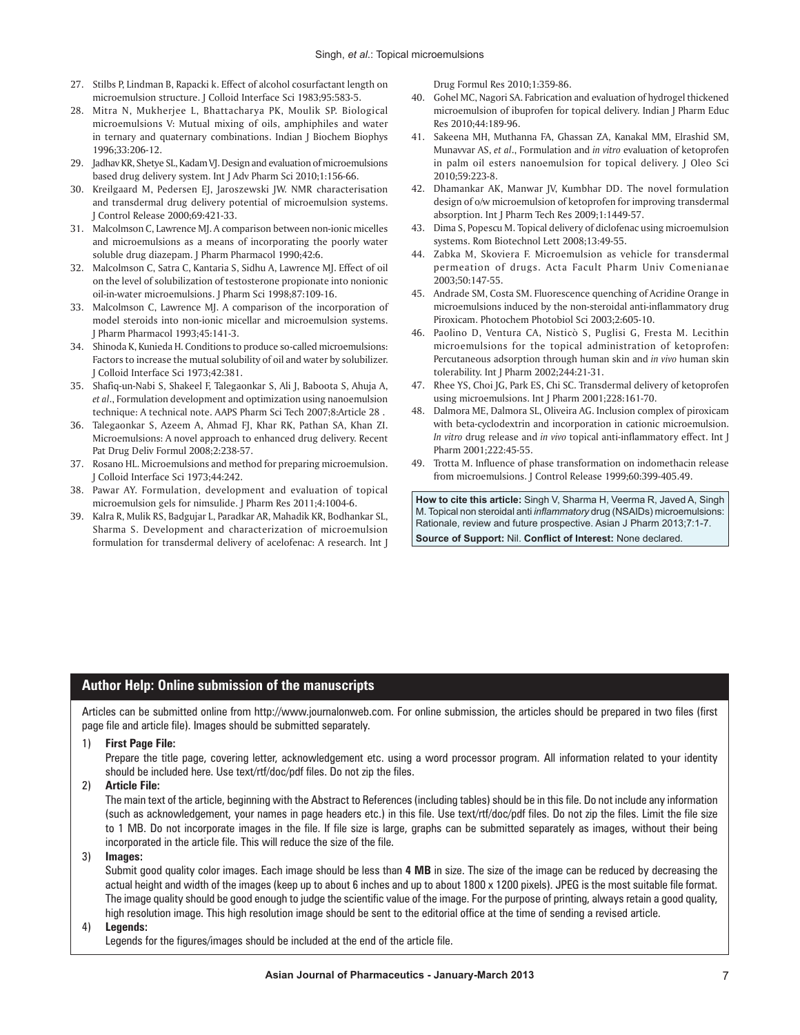27. Stilbs P, Lindman B, Rapacki k. Effect of alcohol cosurfactant length on microemulsion structure. J Colloid Interface Sci 1983;95:583-5.
28. Mitra N, Mukherjee L, Bhattacharya PK, Moulik SP. Biological microemulsions V: Mutual mixing of oils, amphiphiles and water in ternary and quaternary combinations. Indian J Biochem Biophys 1996;33:206-12.
29. Jadhav KR, Shetye SL, Kadam VJ. Design and evaluation of microemulsions based drug delivery system. Int J Adv Pharm Sci 2010;1:156-66.
30. Kreilgaard M, Pedersen EJ, Jaroszewski JW. NMR characterisation and transdermal drug delivery potential of microemulsion systems. J Control Release 2000;69:421-33.
31. Malcolmson C, Lawrence MJ. A comparison between non-ionic micelles and microemulsions as a means of incorporating the poorly water soluble drug diazepam. J Pharm Pharmacol 1990;42:6.
32. Malcolmson C, Satra C, Kantaria S, Sidhu A, Lawrence MJ. Effect of oil on the level of solubilization of testosterone propionate into nonionic oil-in-water microemulsions. J Pharm Sci 1998;87:109-16.
33. Malcolmson C, Lawrence MJ. A comparison of the incorporation of model steroids into non-ionic micellar and microemulsion systems. J Pharm Pharmacol 1993;45:141-3.
34. Shinoda K, Kunieda H. Conditions to produce so-called microemulsions: Factors to increase the mutual solubility of oil and water by solubilizer. J Colloid Interface Sci 1973;42:381.
35. Shafiq-un-Nabi S, Shakeel F, Talegaonkar S, Ali J, Baboota S, Ahuja A, *et al*., Formulation development and optimization using nanoemulsion technique: A technical note. AAPS Pharm Sci Tech 2007;8:Article 28 .
36. Talegaonkar S, Azeem A, Ahmad FJ, Khar RK, Pathan SA, Khan ZI. Microemulsions: A novel approach to enhanced drug delivery. Recent Pat Drug Deliv Formul 2008;2:238-57.
37. Rosano HL. Microemulsions and method for preparing microemulsion. J Colloid Interface Sci 1973;44:242.
38. Pawar AY. Formulation, development and evaluation of topical microemulsion gels for nimsulide. J Pharm Res 2011;4:1004-6.
39. Kalra R, Mulik RS, Badgujar L, Paradkar AR, Mahadik KR, Bodhankar SL, Sharma S. Development and characterization of microemulsion formulation for transdermal delivery of acelofenac: A research. Int J Drug Formul Res 2010;1:359-86.
40. Gohel MC, Nagori SA. Fabrication and evaluation of hydrogel thickened microemulsion of ibuprofen for topical delivery. Indian J Pharm Educ Res 2010;44:189-96.
41. Sakeena MH, Muthanna FA, Ghassan ZA, Kanakal MM, Elrashid SM, Munavvar AS, *et al*., Formulation and *in vitro* evaluation of ketoprofen in palm oil esters nanoemulsion for topical delivery. J Oleo Sci 2010;59:223-8.
42. Dhamankar AK, Manwar JV, Kumbhar DD. The novel formulation design of o/w microemulsion of ketoprofen for improving transdermal absorption. Int J Pharm Tech Res 2009;1:1449-57.
43. Dima S, Popescu M. Topical delivery of diclofenac using microemulsion systems. Rom Biotechnol Lett 2008;13:49-55.
44. Zabka M, Skoviera F. Microemulsion as vehicle for transdermal permeation of drugs. Acta Facult Pharm Univ Comenianae 2003;50:147-55.
45. Andrade SM, Costa SM. Fluorescence quenching of Acridine Orange in microemulsions induced by the non-steroidal anti-inflammatory drug Piroxicam. Photochem Photobiol Sci 2003;2:605-10.
46. Paolino D, Ventura CA, Nisticò S, Puglisi G, Fresta M. Lecithin microemulsions for the topical administration of ketoprofen: Percutaneous adsorption through human skin and *in vivo* human skin tolerability. Int J Pharm 2002;244:21-31.
47. Rhee YS, Choi JG, Park ES, Chi SC. Transdermal delivery of ketoprofen using microemulsions. Int J Pharm 2001;228:161-70.
48. Dalmora ME, Dalmora SL, Oliveira AG. Inclusion complex of piroxicam with beta-cyclodextrin and incorporation in cationic microemulsion. *In vitro* drug release and *in vivo* topical anti-inflammatory effect. Int J Pharm 2001;222:45-55.
49. Trotta M. Influence of phase transformation on indomethacin release from microemulsions. J Control Release 1999;60:399-405.49.

**How to cite this article:** Singh V, Sharma H, Veerma R, Javed A, Singh M. Topical non steroidal anti *inflammatory* drug (NSAIDs) microemulsions: Rationale, review and future prospective. Asian J Pharm 2013;7:1-7.

**Source of Support:** Nil. **Conflict of Interest:** None declared.

## Author Help: Online submission of the manuscripts

Articles can be submitted online from http://www.journalonweb.com. For online submission, the articles should be prepared in two files (first page file and article file). Images should be submitted separately.

1) **First Page File:**
   Prepare the title page, covering letter, acknowledgement etc. using a word processor program. All information related to your identity should be included here. Use text/rtf/doc/pdf files. Do not zip the files.
2) **Article File:**
   The main text of the article, beginning with the Abstract to References (including tables) should be in this file. Do not include any information (such as acknowledgement, your names in page headers etc.) in this file. Use text/rtf/doc/pdf files. Do not zip the files. Limit the file size to 1 MB. Do not incorporate images in the file. If file size is large, graphs can be submitted separately as images, without their being incorporated in the article file. This will reduce the size of the file.
3) **Images:**
   Submit good quality color images. Each image should be less than **4 MB** in size. The size of the image can be reduced by decreasing the actual height and width of the images (keep up to about 6 inches and up to about 1800 x 1200 pixels). JPEG is the most suitable file format. The image quality should be good enough to judge the scientific value of the image. For the purpose of printing, always retain a good quality, high resolution image. This high resolution image should be sent to the editorial office at the time of sending a revised article.
4) **Legends:**
   Legends for the figures/images should be included at the end of the article file.